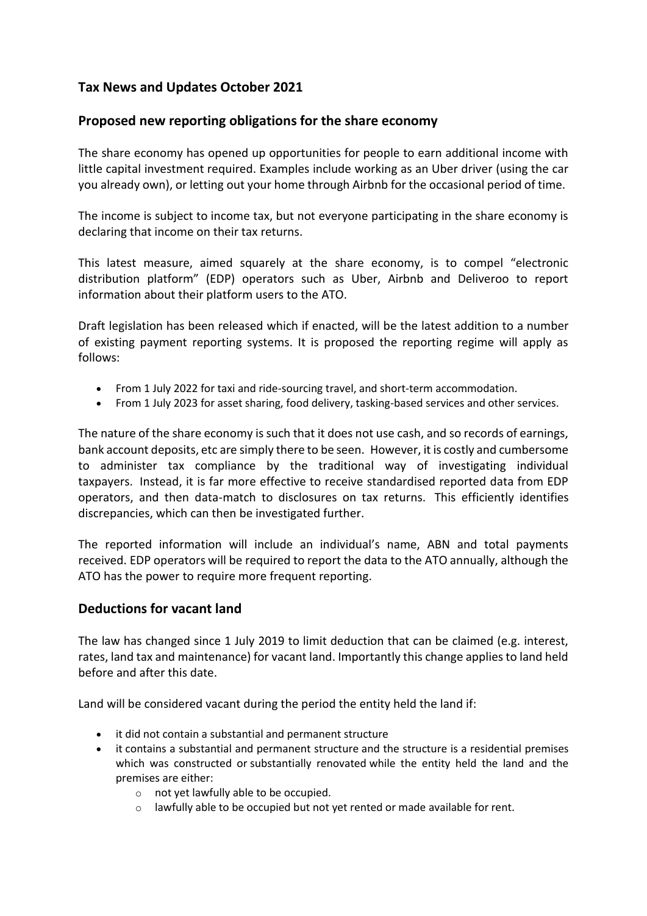# Tax News and Updates October 2021

## Proposed new reporting obligations for the share economy

The share economy has opened up opportunities for people to earn additional income with little capital investment required. Examples include working as an Uber driver (using the car you already own), or letting out your home through Airbnb for the occasional period of time.

The income is subject to income tax, but not everyone participating in the share economy is declaring that income on their tax returns.

This latest measure, aimed squarely at the share economy, is to compel "electronic distribution platform" (EDP) operators such as Uber, Airbnb and Deliveroo to report information about their platform users to the ATO.

Draft legislation has been released which if enacted, will be the latest addition to a number of existing payment reporting systems. It is proposed the reporting regime will apply as follows:

- From 1 July 2022 for taxi and ride-sourcing travel, and short-term accommodation.
- From 1 July 2023 for asset sharing, food delivery, tasking-based services and other services.

The nature of the share economy is such that it does not use cash, and so records of earnings, bank account deposits, etc are simply there to be seen. However, it is costly and cumbersome to administer tax compliance by the traditional way of investigating individual taxpayers. Instead, it is far more effective to receive standardised reported data from EDP operators, and then data-match to disclosures on tax returns. This efficiently identifies discrepancies, which can then be investigated further.

The reported information will include an individual's name, ABN and total payments received. EDP operators will be required to report the data to the ATO annually, although the ATO has the power to require more frequent reporting.

## Deductions for vacant land

The law has changed since 1 July 2019 to limit deduction that can be claimed (e.g. interest, rates, land tax and maintenance) for vacant land. Importantly this change applies to land held before and after this date.

Land will be considered vacant during the period the entity held the land if:

- it did not contain a substantial and permanent structure
- it contains a substantial and permanent structure and the structure is a residential premises which was constructed or substantially renovated while the entity held the land and the premises are either:
  - not yet lawfully able to be occupied.
  - lawfully able to be occupied but not yet rented or made available for rent.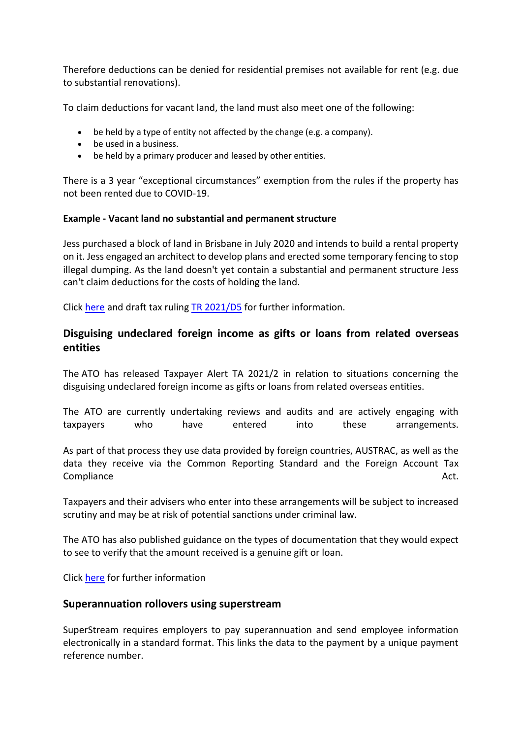Therefore deductions can be denied for residential premises not available for rent (e.g. due to substantial renovations).

To claim deductions for vacant land, the land must also meet one of the following:

- be held by a type of entity not affected by the change (e.g. a company).
- be used in a business.
- be held by a primary producer and leased by other entities.

There is a 3 year "exceptional circumstances" exemption from the rules if the property has not been rented due to COVID-19.

**Example - Vacant land no substantial and permanent structure**

Jess purchased a block of land in Brisbane in July 2020 and intends to build a rental property on it. Jess engaged an architect to develop plans and erected some temporary fencing to stop illegal dumping. As the land doesn't yet contain a substantial and permanent structure Jess can't claim deductions for the costs of holding the land.

Click here and draft tax ruling TR 2021/D5 for further information.

## Disguising undeclared foreign income as gifts or loans from related overseas entities

The ATO has released Taxpayer Alert TA 2021/2 in relation to situations concerning the disguising undeclared foreign income as gifts or loans from related overseas entities.

The ATO are currently undertaking reviews and audits and are actively engaging with taxpayers who have entered into these arrangements.

As part of that process they use data provided by foreign countries, AUSTRAC, as well as the data they receive via the Common Reporting Standard and the Foreign Account Tax Compliance Act.

Taxpayers and their advisers who enter into these arrangements will be subject to increased scrutiny and may be at risk of potential sanctions under criminal law.

The ATO has also published guidance on the types of documentation that they would expect to see to verify that the amount received is a genuine gift or loan.

Click here for further information

## Superannuation rollovers using superstream

SuperStream requires employers to pay superannuation and send employee information electronically in a standard format. This links the data to the payment by a unique payment reference number.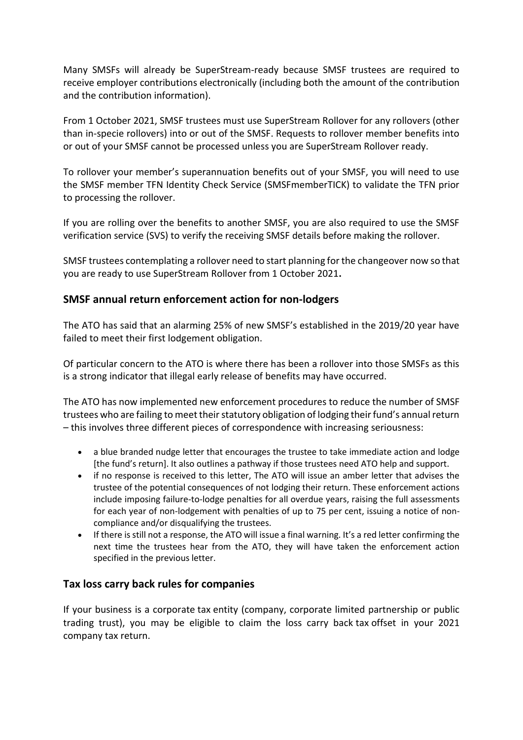Many SMSFs will already be SuperStream-ready because SMSF trustees are required to receive employer contributions electronically (including both the amount of the contribution and the contribution information).

From 1 October 2021, SMSF trustees must use SuperStream Rollover for any rollovers (other than in-specie rollovers) into or out of the SMSF. Requests to rollover member benefits into or out of your SMSF cannot be processed unless you are SuperStream Rollover ready.

To rollover your member's superannuation benefits out of your SMSF, you will need to use the SMSF member TFN Identity Check Service (SMSFmemberTICK) to validate the TFN prior to processing the rollover.

If you are rolling over the benefits to another SMSF, you are also required to use the SMSF verification service (SVS) to verify the receiving SMSF details before making the rollover.

SMSF trustees contemplating a rollover need to start planning for the changeover now so that you are ready to use SuperStream Rollover from 1 October 2021**.**

## SMSF annual return enforcement action for non-lodgers

The ATO has said that an alarming 25% of new SMSF's established in the 2019/20 year have failed to meet their first lodgement obligation.

Of particular concern to the ATO is where there has been a rollover into those SMSFs as this is a strong indicator that illegal early release of benefits may have occurred.

The ATO has now implemented new enforcement procedures to reduce the number of SMSF trustees who are failing to meet their statutory obligation of lodging their fund's annual return – this involves three different pieces of correspondence with increasing seriousness:

- a blue branded nudge letter that encourages the trustee to take immediate action and lodge [the fund's return]. It also outlines a pathway if those trustees need ATO help and support.
- if no response is received to this letter, The ATO will issue an amber letter that advises the trustee of the potential consequences of not lodging their return. These enforcement actions include imposing failure-to-lodge penalties for all overdue years, raising the full assessments for each year of non-lodgement with penalties of up to 75 per cent, issuing a notice of non-compliance and/or disqualifying the trustees.
- If there is still not a response, the ATO will issue a final warning. It's a red letter confirming the next time the trustees hear from the ATO, they will have taken the enforcement action specified in the previous letter.

## Tax loss carry back rules for companies

If your business is a corporate tax entity (company, corporate limited partnership or public trading trust), you may be eligible to claim the loss carry back tax offset in your 2021 company tax return.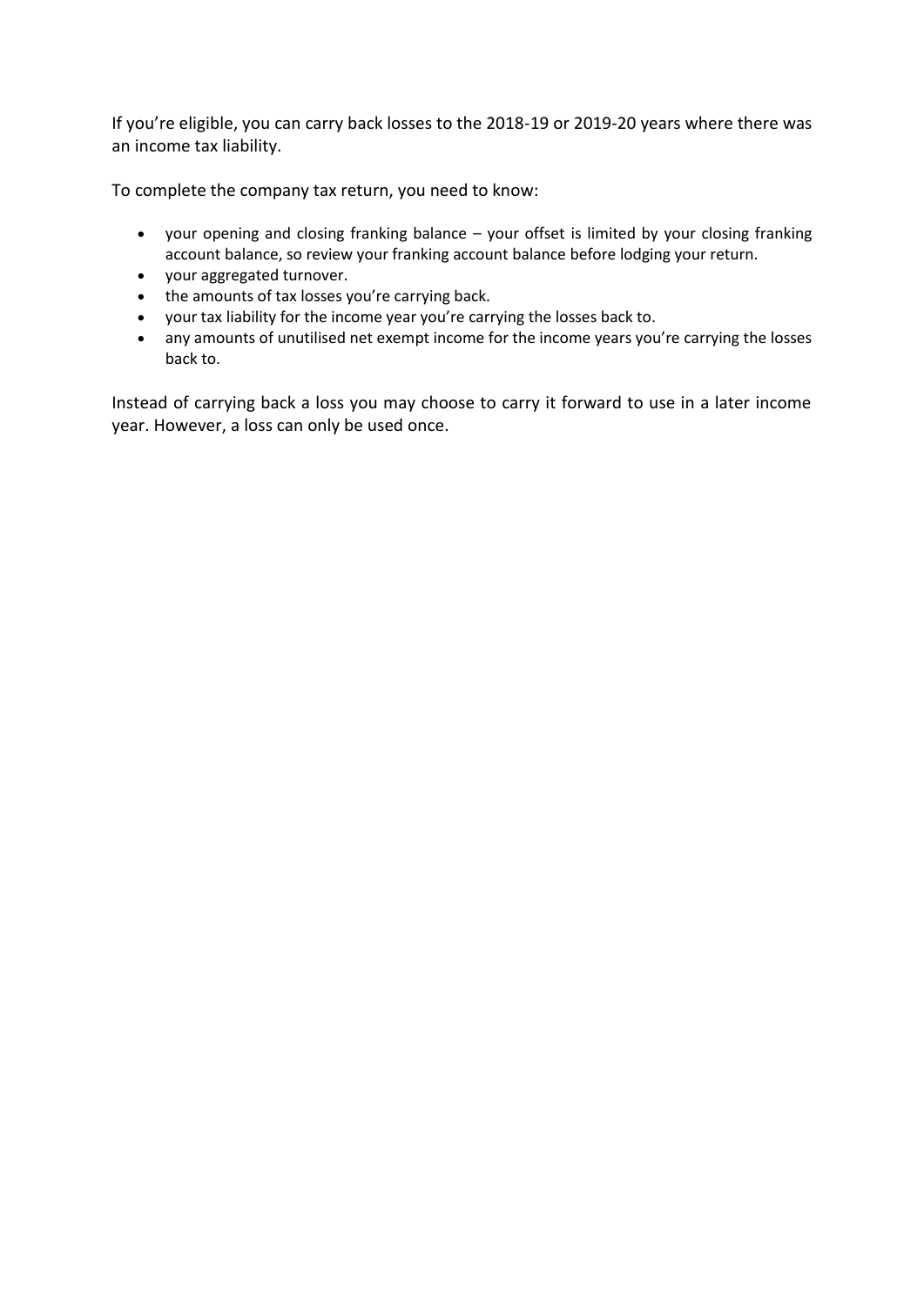If you're eligible, you can carry back losses to the 2018-19 or 2019-20 years where there was an income tax liability.

To complete the company tax return, you need to know:

- your opening and closing franking balance – your offset is limited by your closing franking account balance, so review your franking account balance before lodging your return.
- your aggregated turnover.
- the amounts of tax losses you're carrying back.
- your tax liability for the income year you're carrying the losses back to.
- any amounts of unutilised net exempt income for the income years you're carrying the losses back to.

Instead of carrying back a loss you may choose to carry it forward to use in a later income year. However, a loss can only be used once.